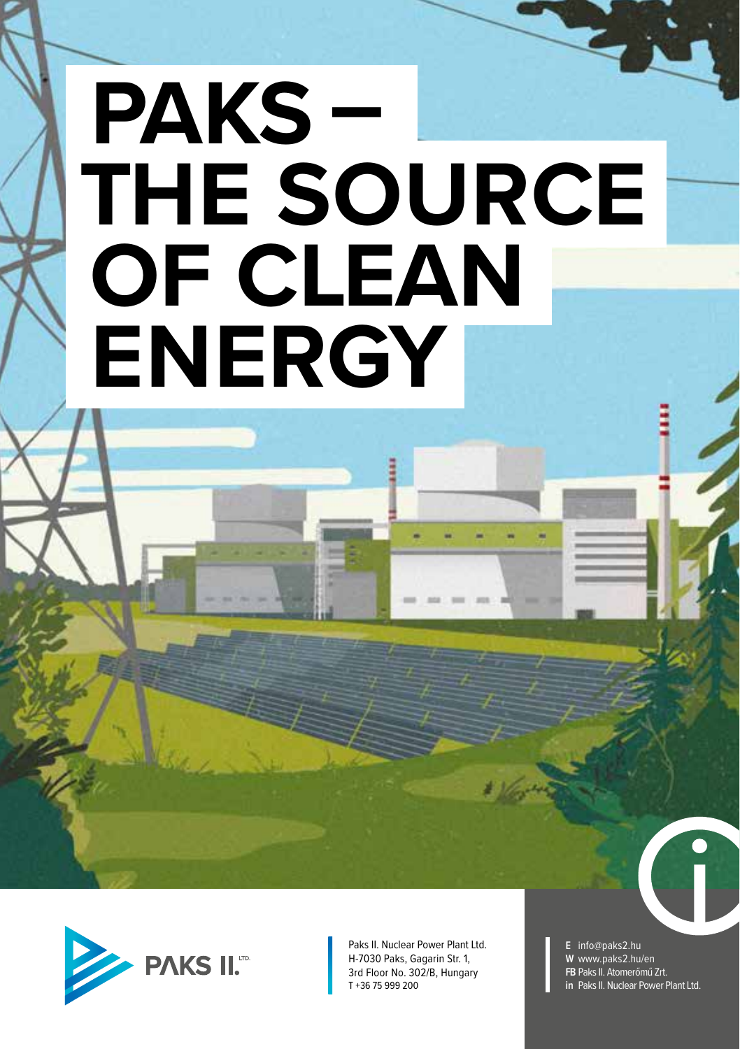# PAKS – THE SOURCE OF CLEAN ENERGY

PAKS II. LTD.

Paks II. Nuclear Power Plant Ltd.
H-7030 Paks, Gagarin Str. 1,
3rd Floor No. 302/B, Hungary
T +36 75 999 200

**E** info@paks2.hu
**W** www.paks2.hu/en
**FB** Paks II. Atomerőmű Zrt.
**in** Paks II. Nuclear Power Plant Ltd.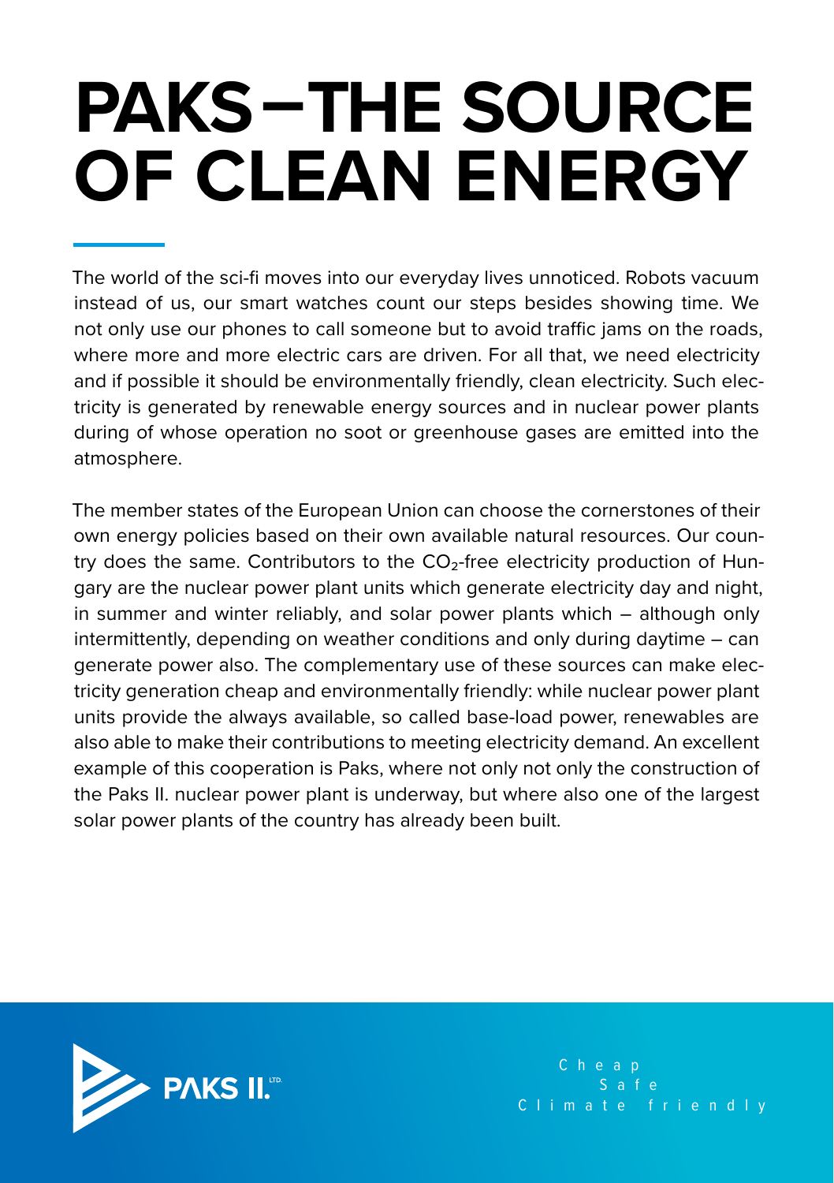# PAKS – THE SOURCE OF CLEAN ENERGY

The world of the sci-fi moves into our everyday lives unnoticed. Robots vacuum instead of us, our smart watches count our steps besides showing time. We not only use our phones to call someone but to avoid traffic jams on the roads, where more and more electric cars are driven. For all that, we need electricity and if possible it should be environmentally friendly, clean electricity. Such electricity is generated by renewable energy sources and in nuclear power plants during of whose operation no soot or greenhouse gases are emitted into the atmosphere.

The member states of the European Union can choose the cornerstones of their own energy policies based on their own available natural resources. Our country does the same. Contributors to the $CO_2$-free electricity production of Hungary are the nuclear power plant units which generate electricity day and night, in summer and winter reliably, and solar power plants which – although only intermittently, depending on weather conditions and only during daytime – can generate power also. The complementary use of these sources can make electricity generation cheap and environmentally friendly: while nuclear power plant units provide the always available, so called base-load power, renewables are also able to make their contributions to meeting electricity demand. An excellent example of this cooperation is Paks, where not only not only the construction of the Paks II. nuclear power plant is underway, but where also one of the largest solar power plants of the country has already been built.

PAKS II. LTD.

Cheap
Safe
Climate friendly